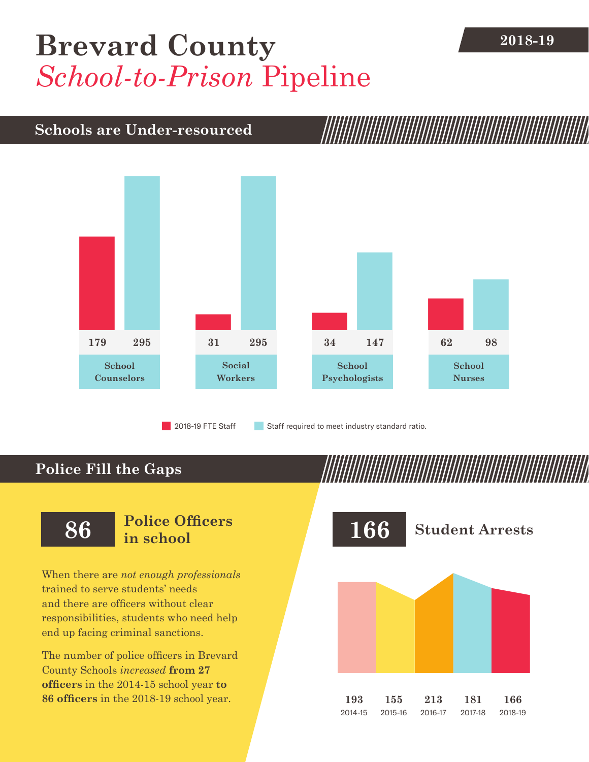# Brevard County *School-to-Prison* Pipeline

**2018-19**

## Schools are Under-resourced

| | 2018-19 FTE Staff | Staff required to meet industry standard ratio. |
|---|---|---|
| School Counselors | 179 | 295 |
| Social Workers | 31 | 295 |
| School Psychologists | 34 | 147 |
| School Nurses | 62 | 98 |

## Police Fill the Gaps

**86** **Police Officers in school**

When there are *not enough professionals* trained to serve students' needs and there are officers without clear responsibilities, students who need help end up facing criminal sanctions.

The number of police officers in Brevard County Schools *increased* **from 27 officers** in the 2014-15 school year **to 86 officers** in the 2018-19 school year.

**166** **Student Arrests**

| 2014-15 | 2015-16 | 2016-17 | 2017-18 | 2018-19 |
|---|---|---|---|---|
| 193 | 155 | 213 | 181 | 166 |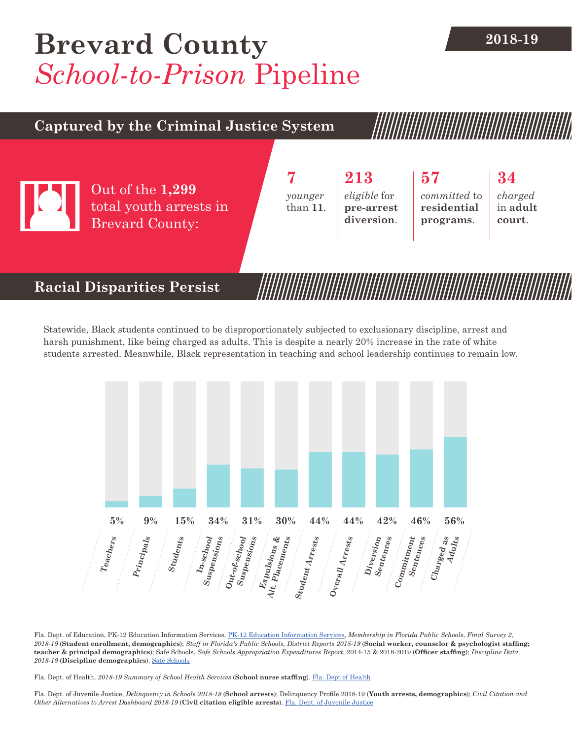# Brevard County *School-to-Prison* Pipeline

2018-19

## Captured by the Criminal Justice System

Out of the **1,299** total youth arrests in Brevard County:

**7** *younger* than **11**.

**213** *eligible* for **pre-arrest diversion**.

**57** *committed* to **residential programs**.

**34** *charged* in **adult court**.

## Racial Disparities Persist

Statewide, Black students continued to be disproportionately subjected to exclusionary discipline, arrest and harsh punishment, like being charged as adults. This is despite a nearly 20% increase in the rate of white students arrested. Meanwhile, Black representation in teaching and school leadership continues to remain low.

5% Teachers
9% Principals
15% Students
34% In-school Suspensions
31% Out-of-school Suspensions
30% Expulsions & Alt. Placements
44% Student Arrests
44% Overall Arrests
42% Diversion Sentences
46% Commitment Sentences
56% Charged as Adults

Fla. Dept. of Education, PK-12 Education Information Services, PK-12 Education Information Services, *Membership in Florida Public Schools, Final Survey 2, 2018-19* (**Student enrollment, demographics**); *Staff in Florida's Public Schools, District Reports 2018-19* (**Social worker, counselor & psychologist staffing; teacher & principal demographics**); Safe Schools, *Safe Schools Appropriation Expenditures Report*, 2014-15 & 2018-2019 (**Officer staffing**); *Discipline Data, 2018-19* (**Discipline demographics**). Safe Schools

Fla. Dept. of Health, *2018-19 Summary of School Health Services* (**School nurse staffing**). Fla. Dept of Health

Fla. Dept. of Juvenile Justice, *Delinquency in Schools 2018-19* (**School arrests**); Delinquency Profile 2018-19 (**Youth arrests, demographics**); *Civil Citation and Other Alternatives to Arrest Dashboard 2018-19* (**Civil citation eligible arrests**). Fla. Dept. of Juvenile Justice